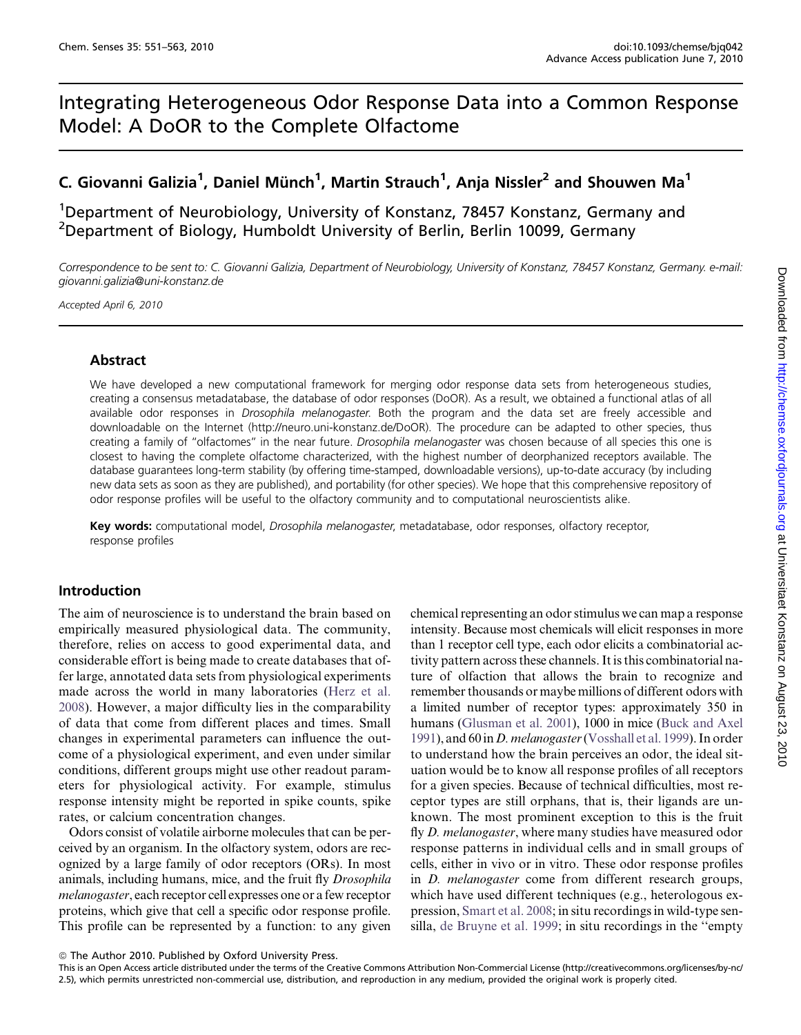# Integrating Heterogeneous Odor Response Data into a Common Response Model: A DoOR to the Complete Olfactome

## C. Giovanni Galizia[1], Daniel Münch[1], Martin Strauch[1], Anja Nissler[2] and Shouwen Ma[1]

[1]Department of Neurobiology, University of Konstanz, 78457 Konstanz, Germany and [2]Department of Biology, Humboldt University of Berlin, Berlin 10099, Germany

*Correspondence to be sent to: C. Giovanni Galizia, Department of Neurobiology, University of Konstanz, 78457 Konstanz, Germany. e-mail: giovanni.galizia@uni-konstanz.de*

*Accepted April 6, 2010*

### Abstract

We have developed a new computational framework for merging odor response data sets from heterogeneous studies, creating a consensus metadatabase, the database of odor responses (DoOR). As a result, we obtained a functional atlas of all available odor responses in *Drosophila melanogaster*. Both the program and the data set are freely accessible and downloadable on the Internet (http://neuro.uni-konstanz.de/DoOR). The procedure can be adapted to other species, thus creating a family of "olfactomes" in the near future. *Drosophila melanogaster* was chosen because of all species this one is closest to having the complete olfactome characterized, with the highest number of deorphanized receptors available. The database guarantees long-term stability (by offering time-stamped, downloadable versions), up-to-date accuracy (by including new data sets as soon as they are published), and portability (for other species). We hope that this comprehensive repository of odor response profiles will be useful to the olfactory community and to computational neuroscientists alike.

**Key words:** computational model, *Drosophila melanogaster*, metadatabase, odor responses, olfactory receptor, response profiles

### Introduction

The aim of neuroscience is to understand the brain based on empirically measured physiological data. The community, therefore, relies on access to good experimental data, and considerable effort is being made to create databases that offer large, annotated data sets from physiological experiments made across the world in many laboratories (Herz et al. 2008). However, a major difficulty lies in the comparability of data that come from different places and times. Small changes in experimental parameters can influence the outcome of a physiological experiment, and even under similar conditions, different groups might use other readout parameters for physiological activity. For example, stimulus response intensity might be reported in spike counts, spike rates, or calcium concentration changes.

Odors consist of volatile airborne molecules that can be perceived by an organism. In the olfactory system, odors are recognized by a large family of odor receptors (ORs). In most animals, including humans, mice, and the fruit fly *Drosophila melanogaster*, each receptor cell expresses one or a few receptor proteins, which give that cell a specific odor response profile. This profile can be represented by a function: to any given chemical representing an odor stimulus we can map a response intensity. Because most chemicals will elicit responses in more than 1 receptor cell type, each odor elicits a combinatorial activity pattern across these channels. It is this combinatorial nature of olfaction that allows the brain to recognize and remember thousands or maybe millions of different odors with a limited number of receptor types: approximately 350 in humans (Glusman et al. 2001), 1000 in mice (Buck and Axel 1991), and 60 in *D. melanogaster* (Vosshall et al. 1999). In order to understand how the brain perceives an odor, the ideal situation would be to know all response profiles of all receptors for a given species. Because of technical difficulties, most receptor types are still orphans, that is, their ligands are unknown. The most prominent exception to this is the fruit fly *D. melanogaster*, where many studies have measured odor response patterns in individual cells and in small groups of cells, either in vivo or in vitro. These odor response profiles in *D. melanogaster* come from different research groups, which have used different techniques (e.g., heterologous expression, Smart et al. 2008; in situ recordings in wild-type sensilla, de Bruyne et al. 1999; in situ recordings in the "empty

© The Author 2010. Published by Oxford University Press.
This is an Open Access article distributed under the terms of the Creative Commons Attribution Non-Commercial License (http://creativecommons.org/licenses/by-nc/2.5), which permits unrestricted non-commercial use, distribution, and reproduction in any medium, provided the original work is properly cited.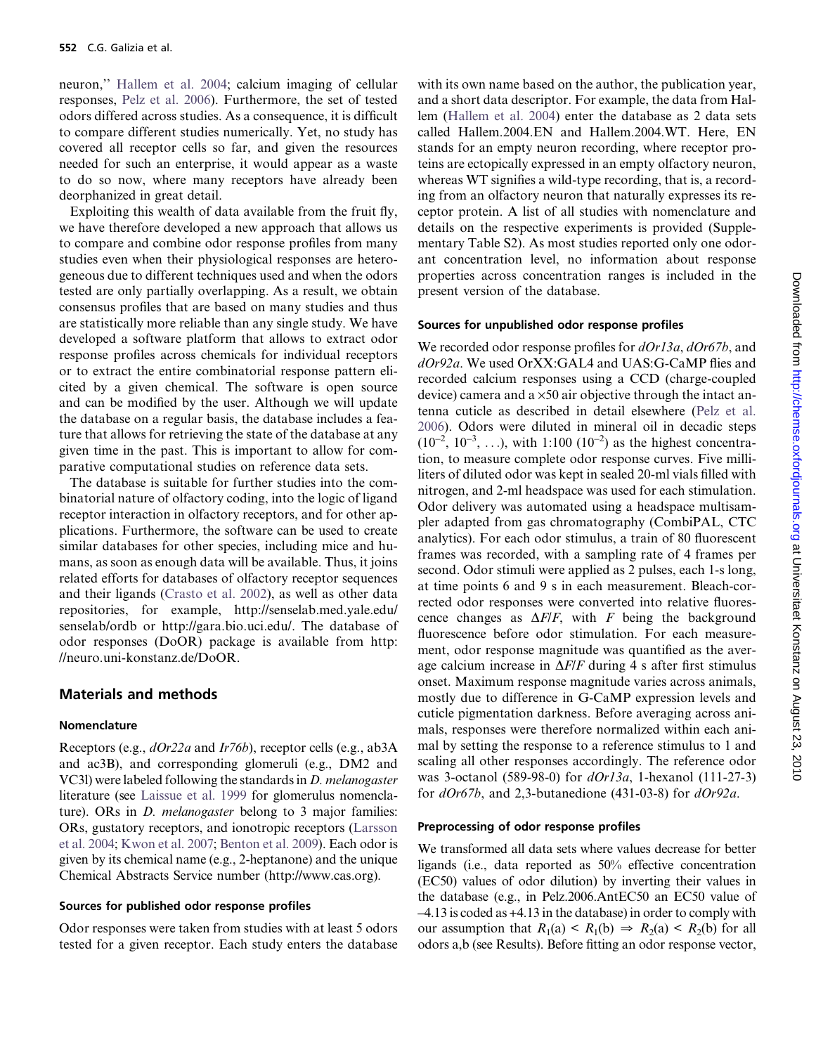neuron," Hallem et al. 2004; calcium imaging of cellular responses, Pelz et al. 2006). Furthermore, the set of tested odors differed across studies. As a consequence, it is difficult to compare different studies numerically. Yet, no study has covered all receptor cells so far, and given the resources needed for such an enterprise, it would appear as a waste to do so now, where many receptors have already been deorphanized in great detail.

Exploiting this wealth of data available from the fruit fly, we have therefore developed a new approach that allows us to compare and combine odor response profiles from many studies even when their physiological responses are heterogeneous due to different techniques used and when the odors tested are only partially overlapping. As a result, we obtain consensus profiles that are based on many studies and thus are statistically more reliable than any single study. We have developed a software platform that allows to extract odor response profiles across chemicals for individual receptors or to extract the entire combinatorial response pattern elicited by a given chemical. The software is open source and can be modified by the user. Although we will update the database on a regular basis, the database includes a feature that allows for retrieving the state of the database at any given time in the past. This is important to allow for comparative computational studies on reference data sets.

The database is suitable for further studies into the combinatorial nature of olfactory coding, into the logic of ligand receptor interaction in olfactory receptors, and for other applications. Furthermore, the software can be used to create similar databases for other species, including mice and humans, as soon as enough data will be available. Thus, it joins related efforts for databases of olfactory receptor sequences and their ligands (Crasto et al. 2002), as well as other data repositories, for example, http://senselab.med.yale.edu/senselab/ordb or http://gara.bio.uci.edu/. The database of odor responses (DoOR) package is available from http://neuro.uni-konstanz.de/DoOR.

## Materials and methods

### Nomenclature

Receptors (e.g., *dOr22a* and *Ir76b*), receptor cells (e.g., ab3A and ac3B), and corresponding glomeruli (e.g., DM2 and VC3l) were labeled following the standards in *D. melanogaster* literature (see Laissue et al. 1999 for glomerulus nomenclature). ORs in *D. melanogaster* belong to 3 major families: ORs, gustatory receptors, and ionotropic receptors (Larsson et al. 2004; Kwon et al. 2007; Benton et al. 2009). Each odor is given by its chemical name (e.g., 2-heptanone) and the unique Chemical Abstracts Service number (http://www.cas.org).

### Sources for published odor response profiles

Odor responses were taken from studies with at least 5 odors tested for a given receptor. Each study enters the database with its own name based on the author, the publication year, and a short data descriptor. For example, the data from Hallem (Hallem et al. 2004) enter the database as 2 data sets called Hallem.2004.EN and Hallem.2004.WT. Here, EN stands for an empty neuron recording, where receptor proteins are ectopically expressed in an empty olfactory neuron, whereas WT signifies a wild-type recording, that is, a recording from an olfactory neuron that naturally expresses its receptor protein. A list of all studies with nomenclature and details on the respective experiments is provided (Supplementary Table S2). As most studies reported only one odorant concentration level, no information about response properties across concentration ranges is included in the present version of the database.

### Sources for unpublished odor response profiles

We recorded odor response profiles for *dOr13a*, *dOr67b*, and *dOr92a*. We used OrXX:GAL4 and UAS:G-CaMP flies and recorded calcium responses using a CCD (charge-coupled device) camera and a ×50 air objective through the intact antenna cuticle as described in detail elsewhere (Pelz et al. 2006). Odors were diluted in mineral oil in decadic steps ($10^{-2}$, $10^{-3}$, ...), with 1:100 ($10^{-2}$) as the highest concentration, to measure complete odor response curves. Five milliliters of diluted odor was kept in sealed 20-ml vials filled with nitrogen, and 2-ml headspace was used for each stimulation. Odor delivery was automated using a headspace multisampler adapted from gas chromatography (CombiPAL, CTC analytics). For each odor stimulus, a train of 80 fluorescent frames was recorded, with a sampling rate of 4 frames per second. Odor stimuli were applied as 2 pulses, each 1-s long, at time points 6 and 9 s in each measurement. Bleach-corrected odor responses were converted into relative fluorescence changes as $\Delta F/F$, with $F$ being the background fluorescence before odor stimulation. For each measurement, odor response magnitude was quantified as the average calcium increase in $\Delta F/F$ during 4 s after first stimulus onset. Maximum response magnitude varies across animals, mostly due to difference in G-CaMP expression levels and cuticle pigmentation darkness. Before averaging across animals, responses were therefore normalized within each animal by setting the response to a reference stimulus to 1 and scaling all other responses accordingly. The reference odor was 3-octanol (589-98-0) for *dOr13a*, 1-hexanol (111-27-3) for *dOr67b*, and 2,3-butanedione (431-03-8) for *dOr92a*.

### Preprocessing of odor response profiles

We transformed all data sets where values decrease for better ligands (i.e., data reported as 50% effective concentration (EC50) values of odor dilution) by inverting their values in the database (e.g., in Pelz.2006.AntEC50 an EC50 value of –4.13 is coded as +4.13 in the database) in order to comply with our assumption that $R_1(a) < R_1(b) \Rightarrow R_2(a) < R_2(b)$ for all odors a,b (see Results). Before fitting an odor response vector,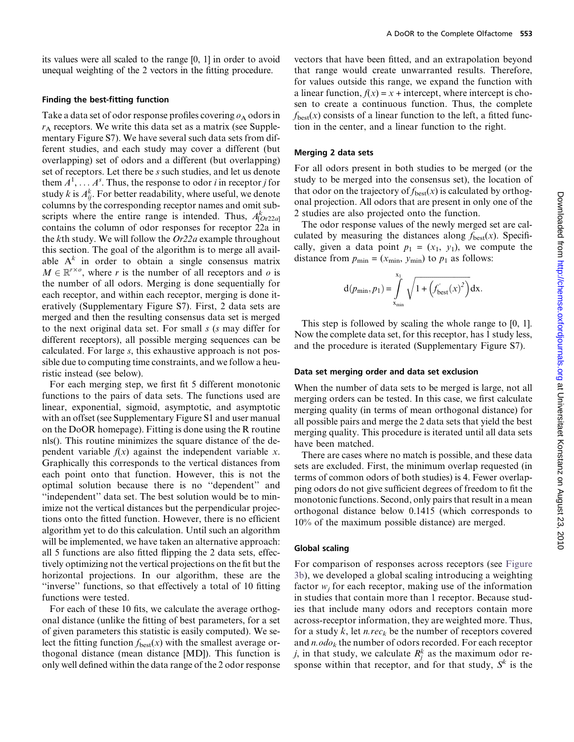its values were all scaled to the range [0, 1] in order to avoid unequal weighting of the 2 vectors in the fitting procedure.

### Finding the best-fitting function

Take a data set of odor response profiles covering $o_A$ odors in $r_A$ receptors. We write this data set as a matrix (see Supplementary Figure S7). We have several such data sets from different studies, and each study may cover a different (but overlapping) set of odors and a different (but overlapping) set of receptors. Let there be $s$ such studies, and let us denote them $A^1, \ldots A^s$. Thus, the response to odor $i$ in receptor $j$ for study $k$ is $A^k_{ij}$. For better readability, where useful, we denote columns by the corresponding receptor names and omit subscripts where the entire range is intended. Thus, $A^k_{[Or22a]}$ contains the column of odor responses for receptor 22a in the $k$th study. We will follow the *Or22a* example throughout this section. The goal of the algorithm is to merge all available $A^k$ in order to obtain a single consensus matrix $M \in \mathbb{R}^{r \times o}$, where $r$ is the number of all receptors and $o$ is the number of all odors. Merging is done sequentially for each receptor, and within each receptor, merging is done iteratively (Supplementary Figure S7). First, 2 data sets are merged and then the resulting consensus data set is merged to the next original data set. For small $s$ ($s$ may differ for different receptors), all possible merging sequences can be calculated. For large $s$, this exhaustive approach is not possible due to computing time constraints, and we follow a heuristic instead (see below).

For each merging step, we first fit 5 different monotonic functions to the pairs of data sets. The functions used are linear, exponential, sigmoid, asymptotic, and asymptotic with an offset (see Supplementary Figure S1 and user manual on the DoOR homepage). Fitting is done using the R routine nls(). This routine minimizes the square distance of the dependent variable $f(x)$ against the independent variable $x$. Graphically this corresponds to the vertical distances from each point onto that function. However, this is not the optimal solution because there is no "dependent" and "independent" data set. The best solution would be to minimize not the vertical distances but the perpendicular projections onto the fitted function. However, there is no efficient algorithm yet to do this calculation. Until such an algorithm will be implemented, we have taken an alternative approach: all 5 functions are also fitted flipping the 2 data sets, effectively optimizing not the vertical projections on the fit but the horizontal projections. In our algorithm, these are the "inverse" functions, so that effectively a total of 10 fitting functions were tested.

For each of these 10 fits, we calculate the average orthogonal distance (unlike the fitting of best parameters, for a set of given parameters this statistic is easily computed). We select the fitting function $f_{\text{best}}(x)$ with the smallest average orthogonal distance (mean distance [MD]). This function is only well defined within the data range of the 2 odor response vectors that have been fitted, and an extrapolation beyond that range would create unwarranted results. Therefore, for values outside this range, we expand the function with a linear function, $f(x) = x + \text{intercept}$, where intercept is chosen to create a continuous function. Thus, the complete $f_{\text{best}}(x)$ consists of a linear function to the left, a fitted function in the center, and a linear function to the right.

### Merging 2 data sets

For all odors present in both studies to be merged (or the study to be merged into the consensus set), the location of that odor on the trajectory of $f_{\text{best}}(x)$ is calculated by orthogonal projection. All odors that are present in only one of the 2 studies are also projected onto the function.

The odor response values of the newly merged set are calculated by measuring the distances along $f_{\text{best}}(x)$. Specifically, given a data point $p_1 = (x_1, y_1)$, we compute the distance from $p_{\min} = (x_{\min}, y_{\min})$ to $p_1$ as follows:

$$\mathrm{d}(p_{\min}, p_1) = \int_{x_{\min}}^{x_1} \sqrt{1 + \left(f'_{\text{best}}(x)^2\right)}\,\mathrm{d}x.$$

This step is followed by scaling the whole range to [0, 1]. Now the complete data set, for this receptor, has 1 study less, and the procedure is iterated (Supplementary Figure S7).

### Data set merging order and data set exclusion

When the number of data sets to be merged is large, not all merging orders can be tested. In this case, we first calculate merging quality (in terms of mean orthogonal distance) for all possible pairs and merge the 2 data sets that yield the best merging quality. This procedure is iterated until all data sets have been matched.

There are cases where no match is possible, and these data sets are excluded. First, the minimum overlap requested (in terms of common odors of both studies) is 4. Fewer overlapping odors do not give sufficient degrees of freedom to fit the monotonic functions. Second, only pairs that result in a mean orthogonal distance below 0.1415 (which corresponds to 10% of the maximum possible distance) are merged.

### Global scaling

For comparison of responses across receptors (see Figure 3b), we developed a global scaling introducing a weighting factor $w_j$ for each receptor, making use of the information in studies that contain more than 1 receptor. Because studies that include many odors and receptors contain more across-receptor information, they are weighted more. Thus, for a study $k$, let $n.rec_k$ be the number of receptors covered and $n.odo_k$ the number of odors recorded. For each receptor $j$, in that study, we calculate $R^k_j$ as the maximum odor response within that receptor, and for that study, $S^k$ is the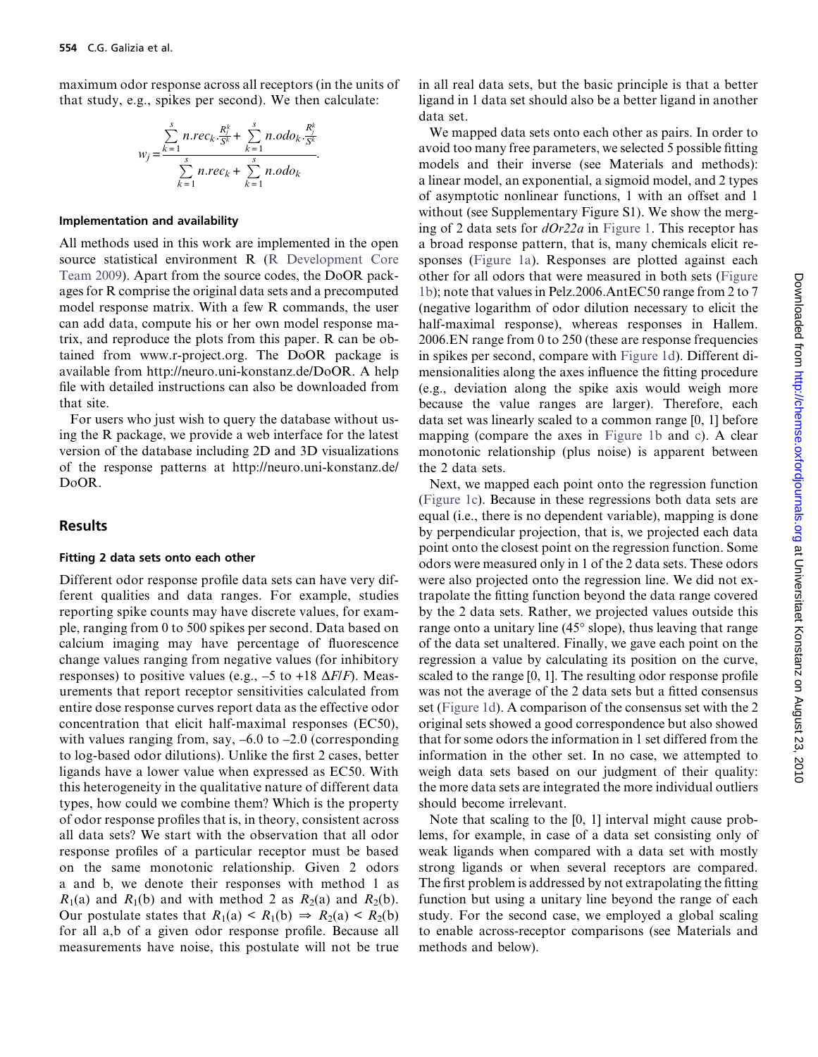maximum odor response across all receptors (in the units of that study, e.g., spikes per second). We then calculate:

$$w_j = \frac{\sum_{k=1}^{s} n.rec_k \cdot \frac{R_j^k}{S^k} + \sum_{k=1}^{s} n.odo_k \cdot \frac{R_j^k}{S^k}}{\sum_{k=1}^{s} n.rec_k + \sum_{k=1}^{s} n.odo_k}.$$

#### Implementation and availability

All methods used in this work are implemented in the open source statistical environment R (R Development Core Team 2009). Apart from the source codes, the DoOR packages for R comprise the original data sets and a precomputed model response matrix. With a few R commands, the user can add data, compute his or her own model response matrix, and reproduce the plots from this paper. R can be obtained from www.r-project.org. The DoOR package is available from http://neuro.uni-konstanz.de/DoOR. A help file with detailed instructions can also be downloaded from that site.

For users who just wish to query the database without using the R package, we provide a web interface for the latest version of the database including 2D and 3D visualizations of the response patterns at http://neuro.uni-konstanz.de/DoOR.

## Results

#### Fitting 2 data sets onto each other

Different odor response profile data sets can have very different qualities and data ranges. For example, studies reporting spike counts may have discrete values, for example, ranging from 0 to 500 spikes per second. Data based on calcium imaging may have percentage of fluorescence change values ranging from negative values (for inhibitory responses) to positive values (e.g., –5 to +18 $\Delta F/F$). Measurements that report receptor sensitivities calculated from entire dose response curves report data as the effective odor concentration that elicit half-maximal responses (EC50), with values ranging from, say, –6.0 to –2.0 (corresponding to log-based odor dilutions). Unlike the first 2 cases, better ligands have a lower value when expressed as EC50. With this heterogeneity in the qualitative nature of different data types, how could we combine them? Which is the property of odor response profiles that is, in theory, consistent across all data sets? We start with the observation that all odor response profiles of a particular receptor must be based on the same monotonic relationship. Given 2 odors a and b, we denote their responses with method 1 as $R_1(a)$ and $R_1(b)$ and with method 2 as $R_2(a)$ and $R_2(b)$. Our postulate states that $R_1(a) < R_1(b) \Rightarrow R_2(a) < R_2(b)$ for all a,b of a given odor response profile. Because all measurements have noise, this postulate will not be true in all real data sets, but the basic principle is that a better ligand in 1 data set should also be a better ligand in another data set.

We mapped data sets onto each other as pairs. In order to avoid too many free parameters, we selected 5 possible fitting models and their inverse (see Materials and methods): a linear model, an exponential, a sigmoid model, and 2 types of asymptotic nonlinear functions, 1 with an offset and 1 without (see Supplementary Figure S1). We show the merging of 2 data sets for *dOr22a* in Figure 1. This receptor has a broad response pattern, that is, many chemicals elicit responses (Figure 1a). Responses are plotted against each other for all odors that were measured in both sets (Figure 1b); note that values in Pelz.2006.AntEC50 range from 2 to 7 (negative logarithm of odor dilution necessary to elicit the half-maximal response), whereas responses in Hallem. 2006.EN range from 0 to 250 (these are response frequencies in spikes per second, compare with Figure 1d). Different dimensionalities along the axes influence the fitting procedure (e.g., deviation along the spike axis would weigh more because the value ranges are larger). Therefore, each data set was linearly scaled to a common range [0, 1] before mapping (compare the axes in Figure 1b and c). A clear monotonic relationship (plus noise) is apparent between the 2 data sets.

Next, we mapped each point onto the regression function (Figure 1c). Because in these regressions both data sets are equal (i.e., there is no dependent variable), mapping is done by perpendicular projection, that is, we projected each data point onto the closest point on the regression function. Some odors were measured only in 1 of the 2 data sets. These odors were also projected onto the regression line. We did not extrapolate the fitting function beyond the data range covered by the 2 data sets. Rather, we projected values outside this range onto a unitary line (45° slope), thus leaving that range of the data set unaltered. Finally, we gave each point on the regression a value by calculating its position on the curve, scaled to the range [0, 1]. The resulting odor response profile was not the average of the 2 data sets but a fitted consensus set (Figure 1d). A comparison of the consensus set with the 2 original sets showed a good correspondence but also showed that for some odors the information in 1 set differed from the information in the other set. In no case, we attempted to weigh data sets based on our judgment of their quality: the more data sets are integrated the more individual outliers should become irrelevant.

Note that scaling to the [0, 1] interval might cause problems, for example, in case of a data set consisting only of weak ligands when compared with a data set with mostly strong ligands or when several receptors are compared. The first problem is addressed by not extrapolating the fitting function but using a unitary line beyond the range of each study. For the second case, we employed a global scaling to enable across-receptor comparisons (see Materials and methods and below).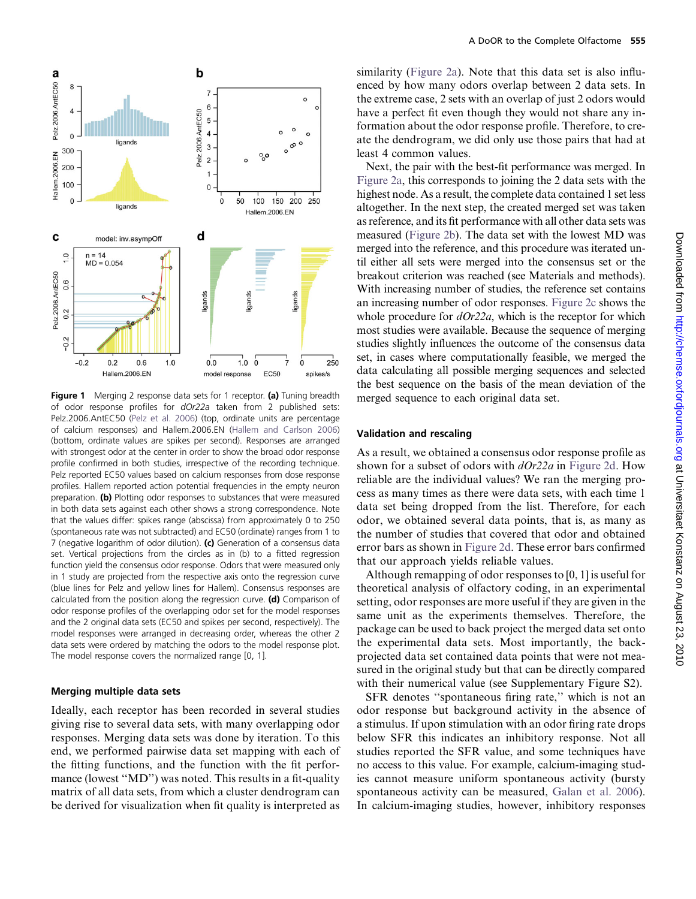**Figure 1** Merging 2 response data sets for 1 receptor. **(a)** Tuning breadth of odor response profiles for *dOr22a* taken from 2 published sets: Pelz.2006.AntEC50 (Pelz et al. 2006) (top, ordinate units are percentage of calcium responses) and Hallem.2006.EN (Hallem and Carlson 2006) (bottom, ordinate values are spikes per second). Responses are arranged with strongest odor at the center in order to show the broad odor response profile confirmed in both studies, irrespective of the recording technique. Pelz reported EC50 values based on calcium responses from dose response profiles. Hallem reported action potential frequencies in the empty neuron preparation. **(b)** Plotting odor responses to substances that were measured in both data sets against each other shows a strong correspondence. Note that the values differ: spikes range (abscissa) from approximately 0 to 250 (spontaneous rate was not subtracted) and EC50 (ordinate) ranges from 1 to 7 (negative logarithm of odor dilution). **(c)** Generation of a consensus data set. Vertical projections from the circles as in (b) to a fitted regression function yield the consensus odor response. Odors that were measured only in 1 study are projected from the respective axis onto the regression curve (blue lines for Pelz and yellow lines for Hallem). Consensus responses are calculated from the position along the regression curve. **(d)** Comparison of odor response profiles of the overlapping odor set for the model responses and the 2 original data sets (EC50 and spikes per second, respectively). The model responses were arranged in decreasing order, whereas the other 2 data sets were ordered by matching the odors to the model response plot. The model response covers the normalized range [0, 1].

## Merging multiple data sets

Ideally, each receptor has been recorded in several studies giving rise to several data sets, with many overlapping odor responses. Merging data sets was done by iteration. To this end, we performed pairwise data set mapping with each of the fitting functions, and the function with the fit performance (lowest ''MD'') was noted. This results in a fit-quality matrix of all data sets, from which a cluster dendrogram can be derived for visualization when fit quality is interpreted as similarity (Figure 2a). Note that this data set is also influenced by how many odors overlap between 2 data sets. In the extreme case, 2 sets with an overlap of just 2 odors would have a perfect fit even though they would not share any information about the odor response profile. Therefore, to create the dendrogram, we did only use those pairs that had at least 4 common values.

Next, the pair with the best-fit performance was merged. In Figure 2a, this corresponds to joining the 2 data sets with the highest node. As a result, the complete data contained 1 set less altogether. In the next step, the created merged set was taken as reference, and its fit performance with all other data sets was measured (Figure 2b). The data set with the lowest MD was merged into the reference, and this procedure was iterated until either all sets were merged into the consensus set or the breakout criterion was reached (see Materials and methods). With increasing number of studies, the reference set contains an increasing number of odor responses. Figure 2c shows the whole procedure for *dOr22a*, which is the receptor for which most studies were available. Because the sequence of merging studies slightly influences the outcome of the consensus data set, in cases where computationally feasible, we merged the data calculating all possible merging sequences and selected the best sequence on the basis of the mean deviation of the merged sequence to each original data set.

## Validation and rescaling

As a result, we obtained a consensus odor response profile as shown for a subset of odors with *dOr22a* in Figure 2d. How reliable are the individual values? We ran the merging process as many times as there were data sets, with each time 1 data set being dropped from the list. Therefore, for each odor, we obtained several data points, that is, as many as the number of studies that covered that odor and obtained error bars as shown in Figure 2d. These error bars confirmed that our approach yields reliable values.

Although remapping of odor responses to [0, 1] is useful for theoretical analysis of olfactory coding, in an experimental setting, odor responses are more useful if they are given in the same unit as the experiments themselves. Therefore, the package can be used to back project the merged data set onto the experimental data sets. Most importantly, the back-projected data set contained data points that were not measured in the original study but that can be directly compared with their numerical value (see Supplementary Figure S2).

SFR denotes ''spontaneous firing rate,'' which is not an odor response but background activity in the absence of a stimulus. If upon stimulation with an odor firing rate drops below SFR this indicates an inhibitory response. Not all studies reported the SFR value, and some techniques have no access to this value. For example, calcium-imaging studies cannot measure uniform spontaneous activity (bursty spontaneous activity can be measured, Galan et al. 2006). In calcium-imaging studies, however, inhibitory responses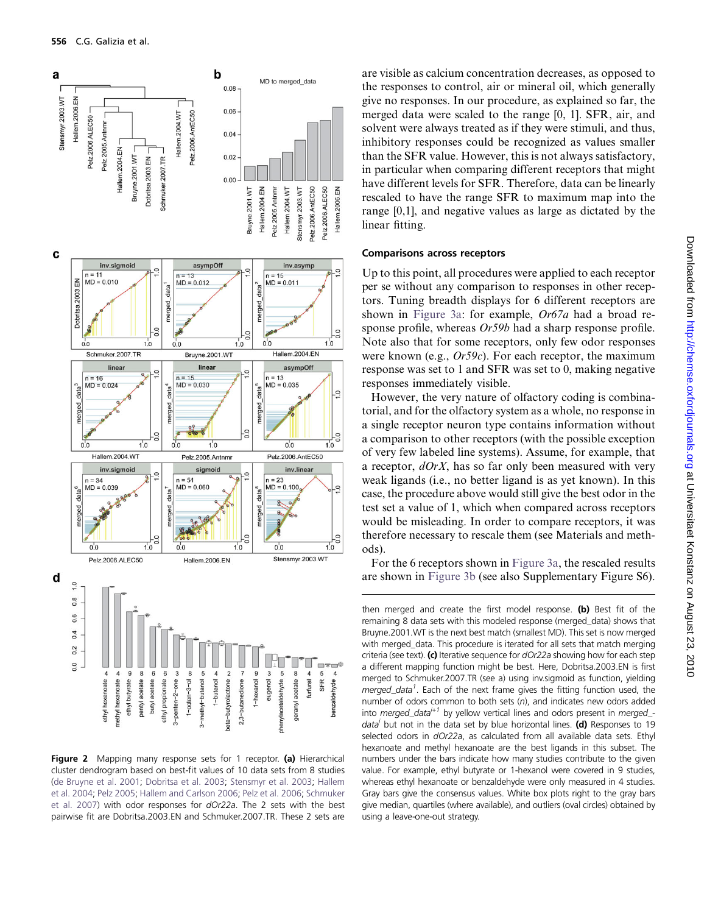are visible as calcium concentration decreases, as opposed to the responses to control, air or mineral oil, which generally give no responses. In our procedure, as explained so far, the merged data were scaled to the range [0, 1]. SFR, air, and solvent were always treated as if they were stimuli, and thus, inhibitory responses could be recognized as values smaller than the SFR value. However, this is not always satisfactory, in particular when comparing different receptors that might have different levels for SFR. Therefore, data can be linearly rescaled to have the range SFR to maximum map into the range [0,1], and negative values as large as dictated by the linear fitting.

### Comparisons across receptors

Up to this point, all procedures were applied to each receptor per se without any comparison to responses in other receptors. Tuning breadth displays for 6 different receptors are shown in Figure 3a: for example, *Or67a* had a broad response profile, whereas *Or59b* had a sharp response profile. Note also that for some receptors, only few odor responses were known (e.g., *Or59c*). For each receptor, the maximum response was set to 1 and SFR was set to 0, making negative responses immediately visible.

However, the very nature of olfactory coding is combinatorial, and for the olfactory system as a whole, no response in a single receptor neuron type contains information without a comparison to other receptors (with the possible exception of very few labeled line systems). Assume, for example, that a receptor, *dOrX*, has so far only been measured with very weak ligands (i.e., no better ligand is as yet known). In this case, the procedure above would still give the best odor in the test set a value of 1, which when compared across receptors would be misleading. In order to compare receptors, it was therefore necessary to rescale them (see Materials and methods).

For the 6 receptors shown in Figure 3a, the rescaled results are shown in Figure 3b (see also Supplementary Figure S6).

**Figure 2** Mapping many response sets for 1 receptor. **(a)** Hierarchical cluster dendrogram based on best-fit values of 10 data sets from 8 studies (de Bruyne et al. 2001; Dobritsa et al. 2003; Stensmyr et al. 2003; Hallem et al. 2004; Pelz 2005; Hallem and Carlson 2006; Pelz et al. 2006; Schmuker et al. 2007) with odor responses for *dOr22a*. The 2 sets with the best pairwise fit are Dobritsa.2003.EN and Schmuker.2007.TR. These 2 sets are then merged and create the first model response. **(b)** Best fit of the remaining 8 data sets with this modeled response (merged_data) shows that Bruyne.2001.WT is the next best match (smallest MD). This set is now merged with merged_data. This procedure is iterated for all sets that match merging criteria (see text). **(c)** Iterative sequence for *dOr22a* showing how for each step a different mapping function might be best. Here, Dobritsa.2003.EN is first merged to Schmuker.2007.TR (see a) using inv.sigmoid as function, yielding *merged_data*[1]. Each of the next frame gives the fitting function used, the number of odors common to both sets (*n*), and indicates new odors added into *merged_data*$^{i+1}$ by yellow vertical lines and odors present in *merged_data*$^{i}$ but not in the data set by blue horizontal lines. **(d)** Responses to 19 selected odors in *dOr22a*, as calculated from all available data sets. Ethyl hexanoate and methyl hexanoate are the best ligands in this subset. The numbers under the bars indicate how many studies contribute to the given value. For example, ethyl butyrate or 1-hexanol were covered in 9 studies, whereas ethyl hexanoate or benzaldehyde were only measured in 4 studies. Gray bars give the consensus values. White box plots right to the gray bars give median, quartiles (where available), and outliers (oval circles) obtained by using a leave-one-out strategy.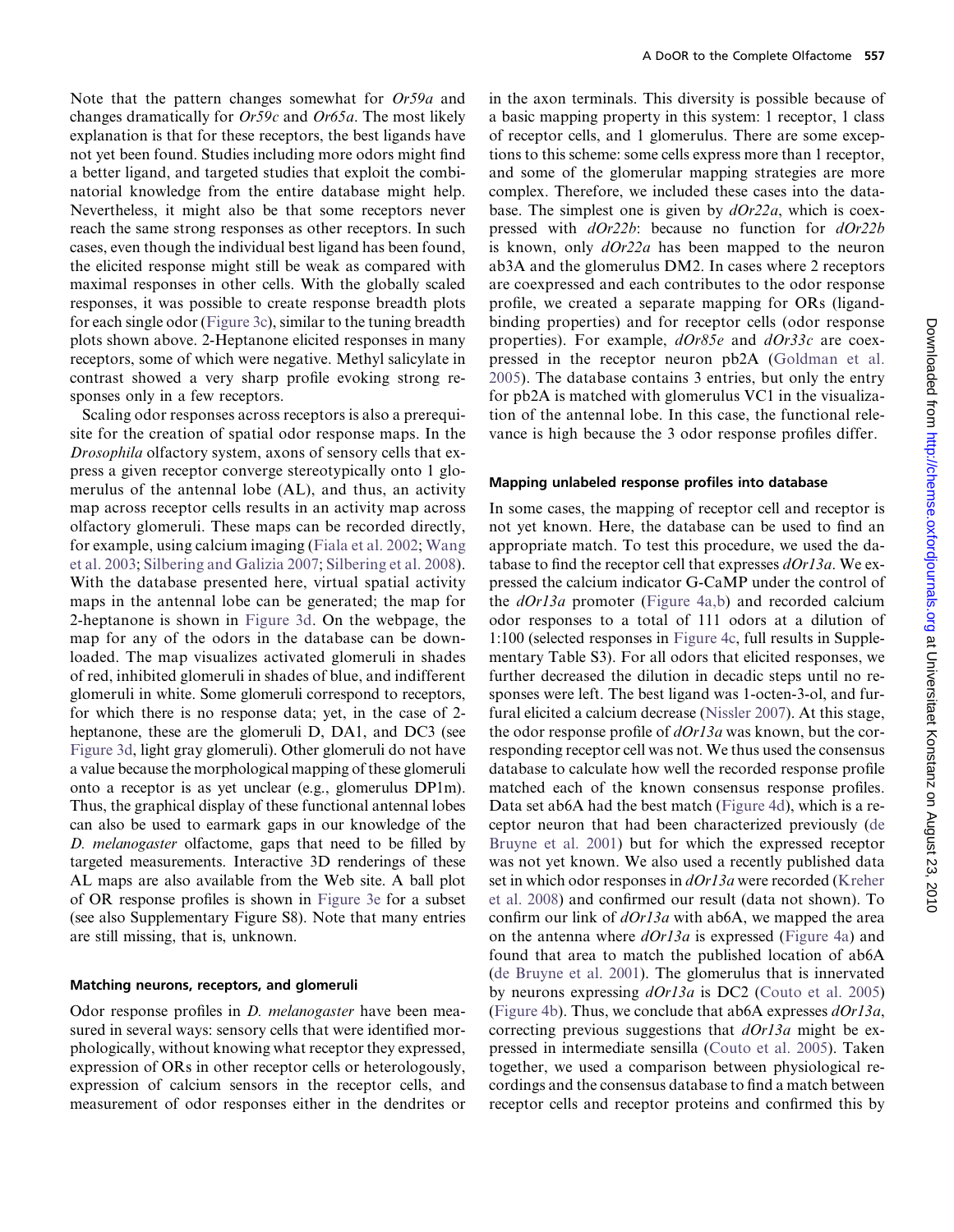Note that the pattern changes somewhat for *Or59a* and changes dramatically for *Or59c* and *Or65a*. The most likely explanation is that for these receptors, the best ligands have not yet been found. Studies including more odors might find a better ligand, and targeted studies that exploit the combinatorial knowledge from the entire database might help. Nevertheless, it might also be that some receptors never reach the same strong responses as other receptors. In such cases, even though the individual best ligand has been found, the elicited response might still be weak as compared with maximal responses in other cells. With the globally scaled responses, it was possible to create response breadth plots for each single odor (Figure 3c), similar to the tuning breadth plots shown above. 2-Heptanone elicited responses in many receptors, some of which were negative. Methyl salicylate in contrast showed a very sharp profile evoking strong responses only in a few receptors.

Scaling odor responses across receptors is also a prerequisite for the creation of spatial odor response maps. In the *Drosophila* olfactory system, axons of sensory cells that express a given receptor converge stereotypically onto 1 glomerulus of the antennal lobe (AL), and thus, an activity map across receptor cells results in an activity map across olfactory glomeruli. These maps can be recorded directly, for example, using calcium imaging (Fiala et al. 2002; Wang et al. 2003; Silbering and Galizia 2007; Silbering et al. 2008). With the database presented here, virtual spatial activity maps in the antennal lobe can be generated; the map for 2-heptanone is shown in Figure 3d. On the webpage, the map for any of the odors in the database can be downloaded. The map visualizes activated glomeruli in shades of red, inhibited glomeruli in shades of blue, and indifferent glomeruli in white. Some glomeruli correspond to receptors, for which there is no response data; yet, in the case of 2-heptanone, these are the glomeruli D, DA1, and DC3 (see Figure 3d, light gray glomeruli). Other glomeruli do not have a value because the morphological mapping of these glomeruli onto a receptor is as yet unclear (e.g., glomerulus DP1m). Thus, the graphical display of these functional antennal lobes can also be used to earmark gaps in our knowledge of the *D. melanogaster* olfactome, gaps that need to be filled by targeted measurements. Interactive 3D renderings of these AL maps are also available from the Web site. A ball plot of OR response profiles is shown in Figure 3e for a subset (see also Supplementary Figure S8). Note that many entries are still missing, that is, unknown.

#### Matching neurons, receptors, and glomeruli

Odor response profiles in *D. melanogaster* have been measured in several ways: sensory cells that were identified morphologically, without knowing what receptor they expressed, expression of ORs in other receptor cells or heterologously, expression of calcium sensors in the receptor cells, and measurement of odor responses either in the dendrites or in the axon terminals. This diversity is possible because of a basic mapping property in this system: 1 receptor, 1 class of receptor cells, and 1 glomerulus. There are some exceptions to this scheme: some cells express more than 1 receptor, and some of the glomerular mapping strategies are more complex. Therefore, we included these cases into the database. The simplest one is given by *dOr22a*, which is coexpressed with *dOr22b*: because no function for *dOr22b* is known, only *dOr22a* has been mapped to the neuron ab3A and the glomerulus DM2. In cases where 2 receptors are coexpressed and each contributes to the odor response profile, we created a separate mapping for ORs (ligand-binding properties) and for receptor cells (odor response properties). For example, *dOr85e* and *dOr33c* are coexpressed in the receptor neuron pb2A (Goldman et al. 2005). The database contains 3 entries, but only the entry for pb2A is matched with glomerulus VC1 in the visualization of the antennal lobe. In this case, the functional relevance is high because the 3 odor response profiles differ.

#### Mapping unlabeled response profiles into database

In some cases, the mapping of receptor cell and receptor is not yet known. Here, the database can be used to find an appropriate match. To test this procedure, we used the database to find the receptor cell that expresses *dOr13a*. We expressed the calcium indicator G-CaMP under the control of the *dOr13a* promoter (Figure 4a,b) and recorded calcium odor responses to a total of 111 odors at a dilution of 1:100 (selected responses in Figure 4c, full results in Supplementary Table S3). For all odors that elicited responses, we further decreased the dilution in decadic steps until no responses were left. The best ligand was 1-octen-3-ol, and furfural elicited a calcium decrease (Nissler 2007). At this stage, the odor response profile of *dOr13a* was known, but the corresponding receptor cell was not. We thus used the consensus database to calculate how well the recorded response profile matched each of the known consensus response profiles. Data set ab6A had the best match (Figure 4d), which is a receptor neuron that had been characterized previously (de Bruyne et al. 2001) but for which the expressed receptor was not yet known. We also used a recently published data set in which odor responses in *dOr13a* were recorded (Kreher et al. 2008) and confirmed our result (data not shown). To confirm our link of *dOr13a* with ab6A, we mapped the area on the antenna where *dOr13a* is expressed (Figure 4a) and found that area to match the published location of ab6A (de Bruyne et al. 2001). The glomerulus that is innervated by neurons expressing *dOr13a* is DC2 (Couto et al. 2005) (Figure 4b). Thus, we conclude that ab6A expresses *dOr13a*, correcting previous suggestions that *dOr13a* might be expressed in intermediate sensilla (Couto et al. 2005). Taken together, we used a comparison between physiological recordings and the consensus database to find a match between receptor cells and receptor proteins and confirmed this by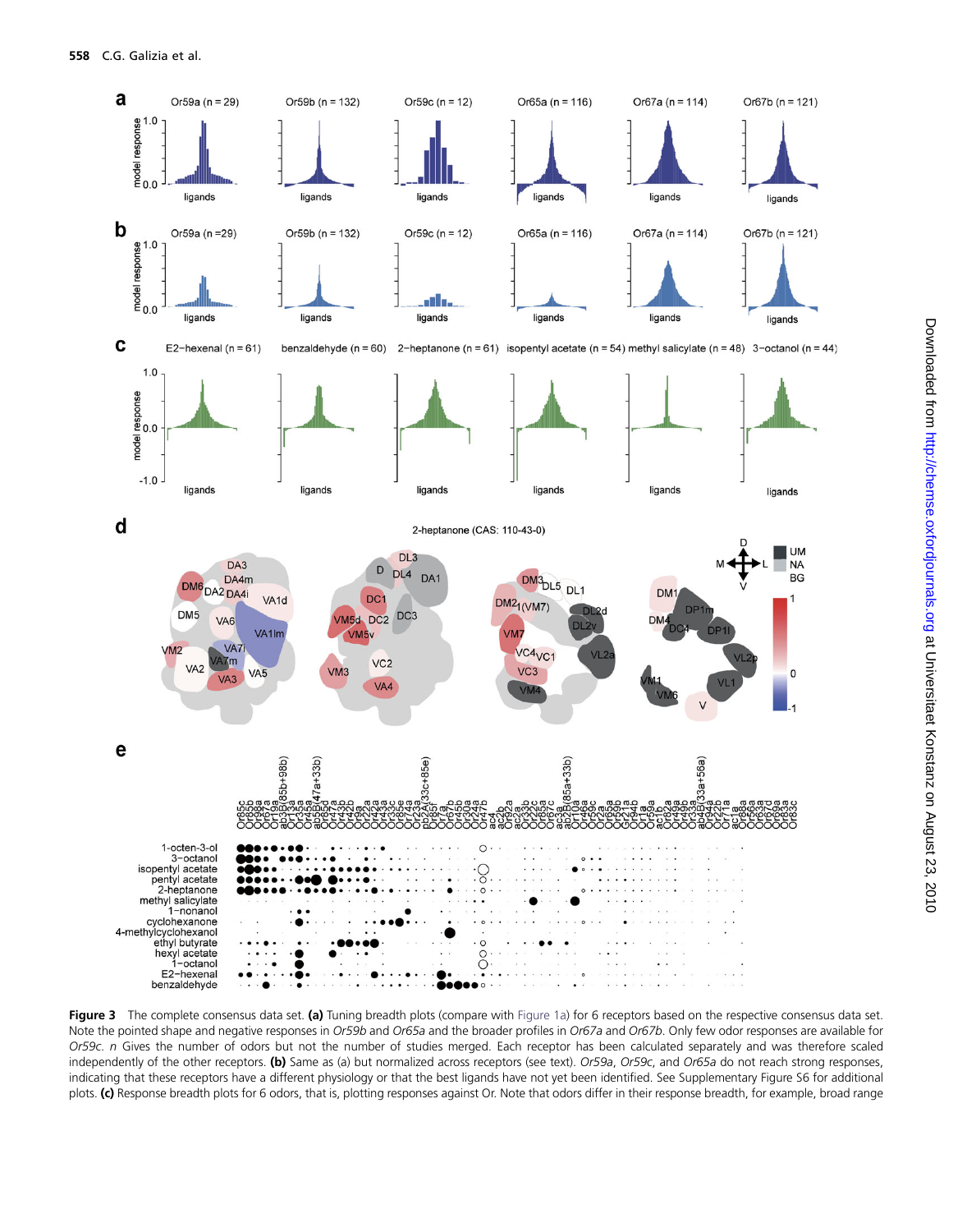**Figure 3** The complete consensus data set. **(a)** Tuning breadth plots (compare with Figure 1a) for 6 receptors based on the respective consensus data set. Note the pointed shape and negative responses in *Or59b* and *Or65a* and the broader profiles in *Or67a* and *Or67b*. Only few odor responses are available for *Or59c*. *n* Gives the number of odors but not the number of studies merged. Each receptor has been calculated separately and was therefore scaled independently of the other receptors. **(b)** Same as (a) but normalized across receptors (see text). *Or59a*, *Or59c*, and *Or65a* do not reach strong responses, indicating that these receptors have a different physiology or that the best ligands have not yet been identified. See Supplementary Figure S6 for additional plots. **(c)** Response breadth plots for 6 odors, that is, plotting responses against Or. Note that odors differ in their response breadth, for example, broad range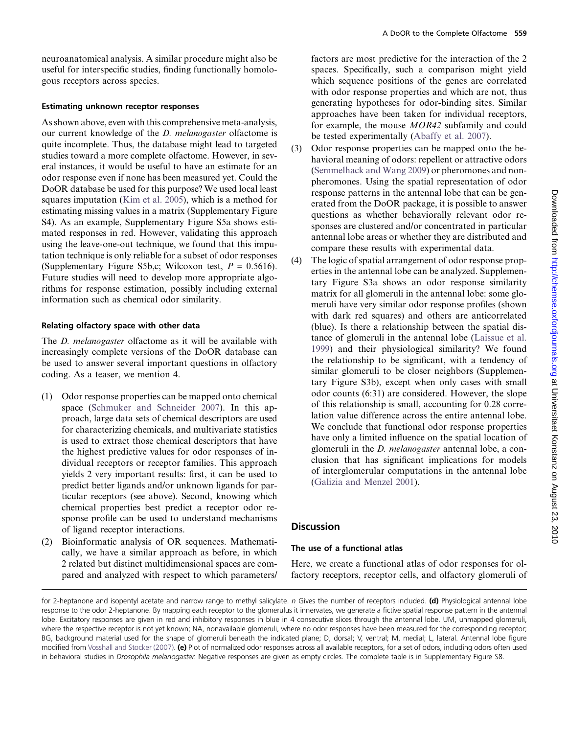neuroanatomical analysis. A similar procedure might also be useful for interspecific studies, finding functionally homologous receptors across species.

#### Estimating unknown receptor responses

As shown above, even with this comprehensive meta-analysis, our current knowledge of the *D. melanogaster* olfactome is quite incomplete. Thus, the database might lead to targeted studies toward a more complete olfactome. However, in several instances, it would be useful to have an estimate for an odor response even if none has been measured yet. Could the DoOR database be used for this purpose? We used local least squares imputation (Kim et al. 2005), which is a method for estimating missing values in a matrix (Supplementary Figure S4). As an example, Supplementary Figure S5a shows estimated responses in red. However, validating this approach using the leave-one-out technique, we found that this imputation technique is only reliable for a subset of odor responses (Supplementary Figure S5b,c; Wilcoxon test, $P = 0.5616$). Future studies will need to develop more appropriate algorithms for response estimation, possibly including external information such as chemical odor similarity.

#### Relating olfactory space with other data

The *D. melanogaster* olfactome as it will be available with increasingly complete versions of the DoOR database can be used to answer several important questions in olfactory coding. As a teaser, we mention 4.

1. Odor response properties can be mapped onto chemical space (Schmuker and Schneider 2007). In this approach, large data sets of chemical descriptors are used for characterizing chemicals, and multivariate statistics is used to extract those chemical descriptors that have the highest predictive values for odor responses of individual receptors or receptor families. This approach yields 2 very important results: first, it can be used to predict better ligands and/or unknown ligands for particular receptors (see above). Second, knowing which chemical properties best predict a receptor odor response profile can be used to understand mechanisms of ligand receptor interactions.
2. Bioinformatic analysis of OR sequences. Mathematically, we have a similar approach as before, in which 2 related but distinct multidimensional spaces are compared and analyzed with respect to which parameters/factors are most predictive for the interaction of the 2 spaces. Specifically, such a comparison might yield which sequence positions of the genes are correlated with odor response properties and which are not, thus generating hypotheses for odor-binding sites. Similar approaches have been taken for individual receptors, for example, the mouse *MOR42* subfamily and could be tested experimentally (Abaffy et al. 2007).
3. Odor response properties can be mapped onto the behavioral meaning of odors: repellent or attractive odors (Semmelhack and Wang 2009) or pheromones and non-pheromones. Using the spatial representation of odor response patterns in the antennal lobe that can be generated from the DoOR package, it is possible to answer questions as whether behaviorally relevant odor responses are clustered and/or concentrated in particular antennal lobe areas or whether they are distributed and compare these results with experimental data.
4. The logic of spatial arrangement of odor response properties in the antennal lobe can be analyzed. Supplementary Figure S3a shows an odor response similarity matrix for all glomeruli in the antennal lobe: some glomeruli have very similar odor response profiles (shown with dark red squares) and others are anticorrelated (blue). Is there a relationship between the spatial distance of glomeruli in the antennal lobe (Laissue et al. 1999) and their physiological similarity? We found the relationship to be significant, with a tendency of similar glomeruli to be closer neighbors (Supplementary Figure S3b), except when only cases with small odor counts (6:31) are considered. However, the slope of this relationship is small, accounting for 0.28 correlation value difference across the entire antennal lobe. We conclude that functional odor response properties have only a limited influence on the spatial location of glomeruli in the *D. melanogaster* antennal lobe, a conclusion that has significant implications for models of interglomerular computations in the antennal lobe (Galizia and Menzel 2001).

## Discussion

#### The use of a functional atlas

Here, we create a functional atlas of odor responses for olfactory receptors, receptor cells, and olfactory glomeruli of

for 2-heptanone and isopentyl acetate and narrow range to methyl salicylate. *n* Gives the number of receptors included. **(d)** Physiological antennal lobe response to the odor 2-heptanone. By mapping each receptor to the glomerulus it innervates, we generate a fictive spatial response pattern in the antennal lobe. Excitatory responses are given in red and inhibitory responses in blue in 4 consecutive slices through the antennal lobe. UM, unmapped glomeruli, where the respective receptor is not yet known; NA, nonavailable glomeruli, where no odor responses have been measured for the corresponding receptor; BG, background material used for the shape of glomeruli beneath the indicated plane; D, dorsal; V, ventral; M, medial; L, lateral. Antennal lobe figure modified from Vosshall and Stocker (2007). **(e)** Plot of normalized odor responses across all available receptors, for a set of odors, including odors often used in behavioral studies in *Drosophila melanogaster*. Negative responses are given as empty circles. The complete table is in Supplementary Figure S8.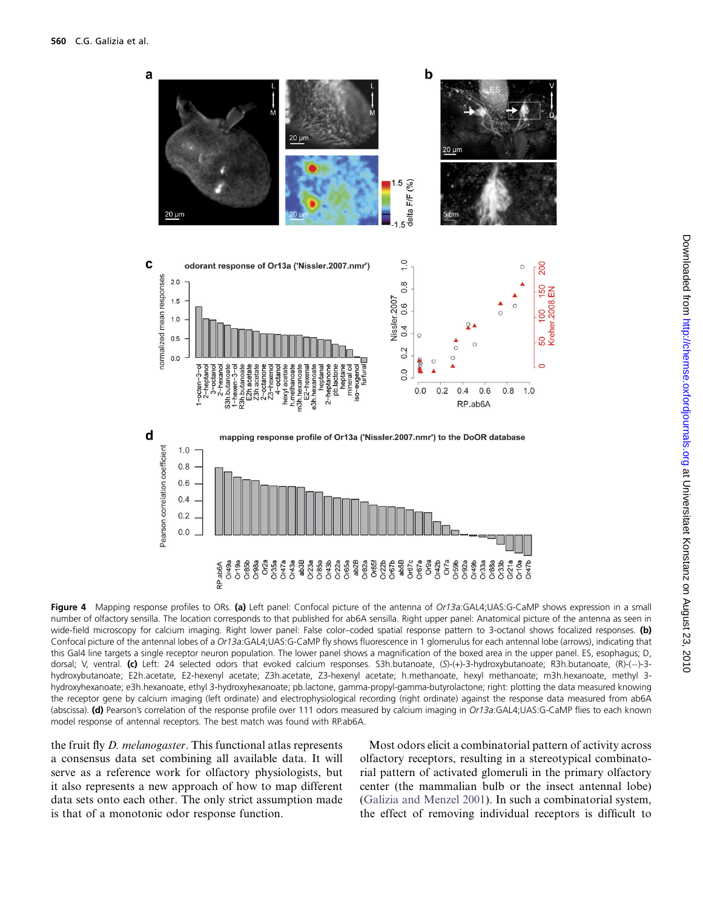**Figure 4** Mapping response profiles to ORs. **(a)** Left panel: Confocal picture of the antenna of *Or13a*:GAL4;UAS:G-CaMP shows expression in a small number of olfactory sensilla. The location corresponds to that published for ab6A sensilla. Right upper panel: Anatomical picture of the antenna as seen in wide-field microscopy for calcium imaging. Right lower panel: False color–coded spatial response pattern to 3-octanol shows focalized responses. **(b)** Confocal picture of the antennal lobes of a *Or13a*:GAL4;UAS:G-CaMP fly shows fluorescence in 1 glomerulus for each antennal lobe (arrows), indicating that this Gal4 line targets a single receptor neuron population. The lower panel shows a magnification of the boxed area in the upper panel. ES, esophagus; D, dorsal; V, ventral. **(c)** Left: 24 selected odors that evoked calcium responses. S3h.butanoate, (*S*)-(+)-3-hydroxybutanoate; R3h.butanoate, (R)-(−)-3-hydroxybutanoate; E2h.acetate, E2-hexenyl acetate; Z3h.acetate, Z3-hexenyl acetate; h.methanoate, hexyl methanoate; m3h.hexanoate, methyl 3-hydroxyhexanoate; e3h.hexanoate, ethyl 3-hydroxyhexanoate; pb.lactone, gamma-propyl-gamma-butyrolactone; right: plotting the data measured knowing the receptor gene by calcium imaging (left ordinate) and electrophysiological recording (right ordinate) against the response data measured from ab6A (abscissa). **(d)** Pearson's correlation of the response profile over 111 odors measured by calcium imaging in *Or13a*:GAL4;UAS:G-CaMP flies to each known model response of antennal receptors. The best match was found with RP.ab6A.

the fruit fly *D. melanogaster*. This functional atlas represents a consensus data set combining all available data. It will serve as a reference work for olfactory physiologists, but it also represents a new approach of how to map different data sets onto each other. The only strict assumption made is that of a monotonic odor response function.

Most odors elicit a combinatorial pattern of activity across olfactory receptors, resulting in a stereotypical combinatorial pattern of activated glomeruli in the primary olfactory center (the mammalian bulb or the insect antennal lobe) (Galizia and Menzel 2001). In such a combinatorial system, the effect of removing individual receptors is difficult to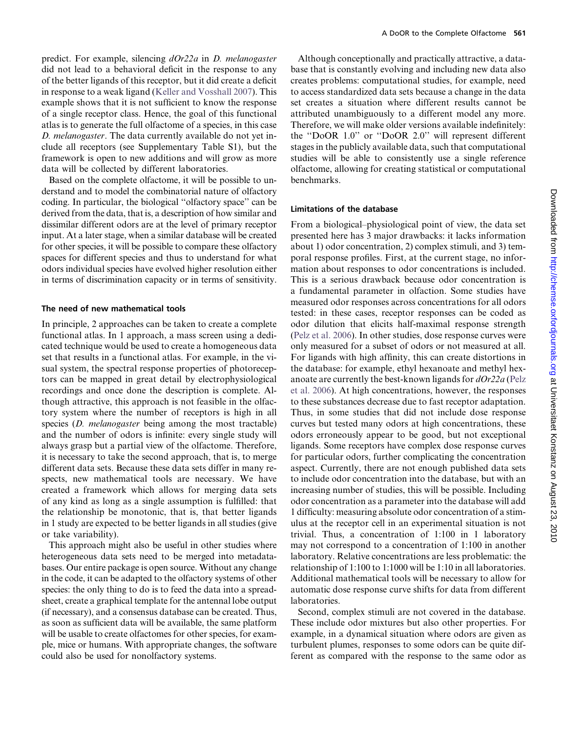predict. For example, silencing *dOr22a* in *D. melanogaster* did not lead to a behavioral deficit in the response to any of the better ligands of this receptor, but it did create a deficit in response to a weak ligand (Keller and Vosshall 2007). This example shows that it is not sufficient to know the response of a single receptor class. Hence, the goal of this functional atlas is to generate the full olfactome of a species, in this case *D. melanogaster*. The data currently available do not yet include all receptors (see Supplementary Table S1), but the framework is open to new additions and will grow as more data will be collected by different laboratories.

Based on the complete olfactome, it will be possible to understand and to model the combinatorial nature of olfactory coding. In particular, the biological "olfactory space" can be derived from the data, that is, a description of how similar and dissimilar different odors are at the level of primary receptor input. At a later stage, when a similar database will be created for other species, it will be possible to compare these olfactory spaces for different species and thus to understand for what odors individual species have evolved higher resolution either in terms of discrimination capacity or in terms of sensitivity.

#### The need of new mathematical tools

In principle, 2 approaches can be taken to create a complete functional atlas. In 1 approach, a mass screen using a dedicated technique would be used to create a homogeneous data set that results in a functional atlas. For example, in the visual system, the spectral response properties of photoreceptors can be mapped in great detail by electrophysiological recordings and once done the description is complete. Although attractive, this approach is not feasible in the olfactory system where the number of receptors is high in all species (*D. melanogaster* being among the most tractable) and the number of odors is infinite: every single study will always grasp but a partial view of the olfactome. Therefore, it is necessary to take the second approach, that is, to merge different data sets. Because these data sets differ in many respects, new mathematical tools are necessary. We have created a framework which allows for merging data sets of any kind as long as a single assumption is fulfilled: that the relationship be monotonic, that is, that better ligands in 1 study are expected to be better ligands in all studies (give or take variability).

This approach might also be useful in other studies where heterogeneous data sets need to be merged into metadatabases. Our entire package is open source. Without any change in the code, it can be adapted to the olfactory systems of other species: the only thing to do is to feed the data into a spreadsheet, create a graphical template for the antennal lobe output (if necessary), and a consensus database can be created. Thus, as soon as sufficient data will be available, the same platform will be usable to create olfactomes for other species, for example, mice or humans. With appropriate changes, the software could also be used for nonolfactory systems.

Although conceptionally and practically attractive, a database that is constantly evolving and including new data also creates problems: computational studies, for example, need to access standardized data sets because a change in the data set creates a situation where different results cannot be attributed unambiguously to a different model any more. Therefore, we will make older versions available indefinitely: the "DoOR 1.0" or "DoOR 2.0" will represent different stages in the publicly available data, such that computational studies will be able to consistently use a single reference olfactome, allowing for creating statistical or computational benchmarks.

#### Limitations of the database

From a biological–physiological point of view, the data set presented here has 3 major drawbacks: it lacks information about 1) odor concentration, 2) complex stimuli, and 3) temporal response profiles. First, at the current stage, no information about responses to odor concentrations is included. This is a serious drawback because odor concentration is a fundamental parameter in olfaction. Some studies have measured odor responses across concentrations for all odors tested: in these cases, receptor responses can be coded as odor dilution that elicits half-maximal response strength (Pelz et al. 2006). In other studies, dose response curves were only measured for a subset of odors or not measured at all. For ligands with high affinity, this can create distortions in the database: for example, ethyl hexanoate and methyl hexanoate are currently the best-known ligands for *dOr22a* (Pelz et al. 2006). At high concentrations, however, the responses to these substances decrease due to fast receptor adaptation. Thus, in some studies that did not include dose response curves but tested many odors at high concentrations, these odors erroneously appear to be good, but not exceptional ligands. Some receptors have complex dose response curves for particular odors, further complicating the concentration aspect. Currently, there are not enough published data sets to include odor concentration into the database, but with an increasing number of studies, this will be possible. Including odor concentration as a parameter into the database will add 1 difficulty: measuring absolute odor concentration of a stimulus at the receptor cell in an experimental situation is not trivial. Thus, a concentration of 1:100 in 1 laboratory may not correspond to a concentration of 1:100 in another laboratory. Relative concentrations are less problematic: the relationship of 1:100 to 1:1000 will be 1:10 in all laboratories. Additional mathematical tools will be necessary to allow for automatic dose response curve shifts for data from different laboratories.

Second, complex stimuli are not covered in the database. These include odor mixtures but also other properties. For example, in a dynamical situation where odors are given as turbulent plumes, responses to some odors can be quite different as compared with the response to the same odor as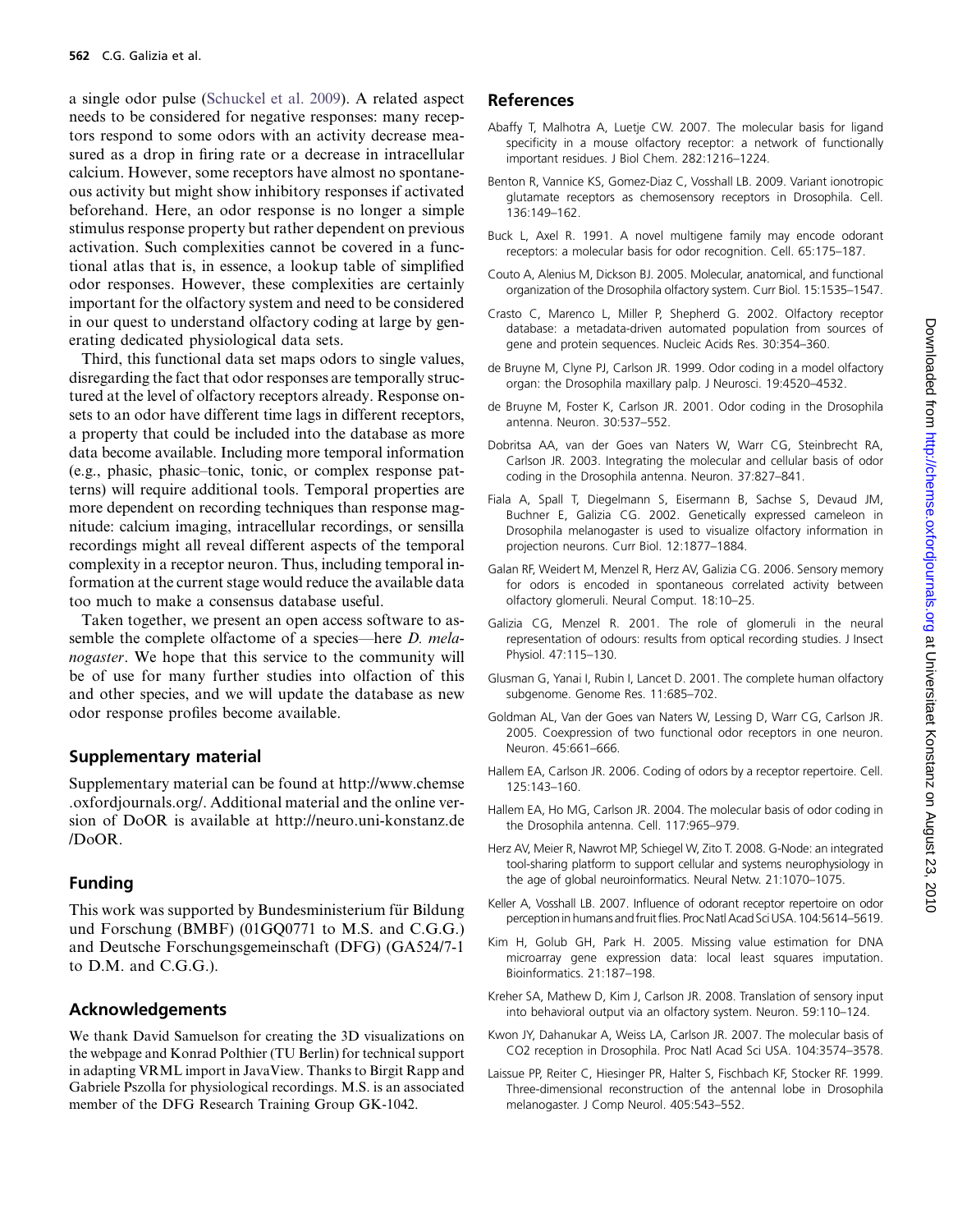a single odor pulse (Schuckel et al. 2009). A related aspect needs to be considered for negative responses: many receptors respond to some odors with an activity decrease measured as a drop in firing rate or a decrease in intracellular calcium. However, some receptors have almost no spontaneous activity but might show inhibitory responses if activated beforehand. Here, an odor response is no longer a simple stimulus response property but rather dependent on previous activation. Such complexities cannot be covered in a functional atlas that is, in essence, a lookup table of simplified odor responses. However, these complexities are certainly important for the olfactory system and need to be considered in our quest to understand olfactory coding at large by generating dedicated physiological data sets.

Third, this functional data set maps odors to single values, disregarding the fact that odor responses are temporally structured at the level of olfactory receptors already. Response onsets to an odor have different time lags in different receptors, a property that could be included into the database as more data become available. Including more temporal information (e.g., phasic, phasic–tonic, tonic, or complex response patterns) will require additional tools. Temporal properties are more dependent on recording techniques than response magnitude: calcium imaging, intracellular recordings, or sensilla recordings might all reveal different aspects of the temporal complexity in a receptor neuron. Thus, including temporal information at the current stage would reduce the available data too much to make a consensus database useful.

Taken together, we present an open access software to assemble the complete olfactome of a species—here *D. melanogaster*. We hope that this service to the community will be of use for many further studies into olfaction of this and other species, and we will update the database as new odor response profiles become available.

## Supplementary material

Supplementary material can be found at http://www.chemse.oxfordjournals.org/. Additional material and the online version of DoOR is available at http://neuro.uni-konstanz.de/DoOR.

## Funding

This work was supported by Bundesministerium für Bildung und Forschung (BMBF) (01GQ0771 to M.S. and C.G.G.) and Deutsche Forschungsgemeinschaft (DFG) (GA524/7-1 to D.M. and C.G.G.).

## Acknowledgements

We thank David Samuelson for creating the 3D visualizations on the webpage and Konrad Polthier (TU Berlin) for technical support in adapting VRML import in JavaView. Thanks to Birgit Rapp and Gabriele Pszolla for physiological recordings. M.S. is an associated member of the DFG Research Training Group GK-1042.

## References

Abaffy T, Malhotra A, Luetje CW. 2007. The molecular basis for ligand specificity in a mouse olfactory receptor: a network of functionally important residues. J Biol Chem. 282:1216–1224.

Benton R, Vannice KS, Gomez-Diaz C, Vosshall LB. 2009. Variant ionotropic glutamate receptors as chemosensory receptors in Drosophila. Cell. 136:149–162.

Buck L, Axel R. 1991. A novel multigene family may encode odorant receptors: a molecular basis for odor recognition. Cell. 65:175–187.

Couto A, Alenius M, Dickson BJ. 2005. Molecular, anatomical, and functional organization of the Drosophila olfactory system. Curr Biol. 15:1535–1547.

Crasto C, Marenco L, Miller P, Shepherd G. 2002. Olfactory receptor database: a metadata-driven automated population from sources of gene and protein sequences. Nucleic Acids Res. 30:354–360.

de Bruyne M, Clyne PJ, Carlson JR. 1999. Odor coding in a model olfactory organ: the Drosophila maxillary palp. J Neurosci. 19:4520–4532.

de Bruyne M, Foster K, Carlson JR. 2001. Odor coding in the Drosophila antenna. Neuron. 30:537–552.

Dobritsa AA, van der Goes van Naters W, Warr CG, Steinbrecht RA, Carlson JR. 2003. Integrating the molecular and cellular basis of odor coding in the Drosophila antenna. Neuron. 37:827–841.

Fiala A, Spall T, Diegelmann S, Eisermann B, Sachse S, Devaud JM, Buchner E, Galizia CG. 2002. Genetically expressed cameleon in Drosophila melanogaster is used to visualize olfactory information in projection neurons. Curr Biol. 12:1877–1884.

Galan RF, Weidert M, Menzel R, Herz AV, Galizia CG. 2006. Sensory memory for odors is encoded in spontaneous correlated activity between olfactory glomeruli. Neural Comput. 18:10–25.

Galizia CG, Menzel R. 2001. The role of glomeruli in the neural representation of odours: results from optical recording studies. J Insect Physiol. 47:115–130.

Glusman G, Yanai I, Rubin I, Lancet D. 2001. The complete human olfactory subgenome. Genome Res. 11:685–702.

Goldman AL, Van der Goes van Naters W, Lessing D, Warr CG, Carlson JR. 2005. Coexpression of two functional odor receptors in one neuron. Neuron. 45:661–666.

Hallem EA, Carlson JR. 2006. Coding of odors by a receptor repertoire. Cell. 125:143–160.

Hallem EA, Ho MG, Carlson JR. 2004. The molecular basis of odor coding in the Drosophila antenna. Cell. 117:965–979.

Herz AV, Meier R, Nawrot MP, Schiegel W, Zito T. 2008. G-Node: an integrated tool-sharing platform to support cellular and systems neurophysiology in the age of global neuroinformatics. Neural Netw. 21:1070–1075.

Keller A, Vosshall LB. 2007. Influence of odorant receptor repertoire on odor perception in humans and fruit flies. Proc Natl Acad Sci USA. 104:5614–5619.

Kim H, Golub GH, Park H. 2005. Missing value estimation for DNA microarray gene expression data: local least squares imputation. Bioinformatics. 21:187–198.

Kreher SA, Mathew D, Kim J, Carlson JR. 2008. Translation of sensory input into behavioral output via an olfactory system. Neuron. 59:110–124.

Kwon JY, Dahanukar A, Weiss LA, Carlson JR. 2007. The molecular basis of CO2 reception in Drosophila. Proc Natl Acad Sci USA. 104:3574–3578.

Laissue PP, Reiter C, Hiesinger PR, Halter S, Fischbach KF, Stocker RF. 1999. Three-dimensional reconstruction of the antennal lobe in Drosophila melanogaster. J Comp Neurol. 405:543–552.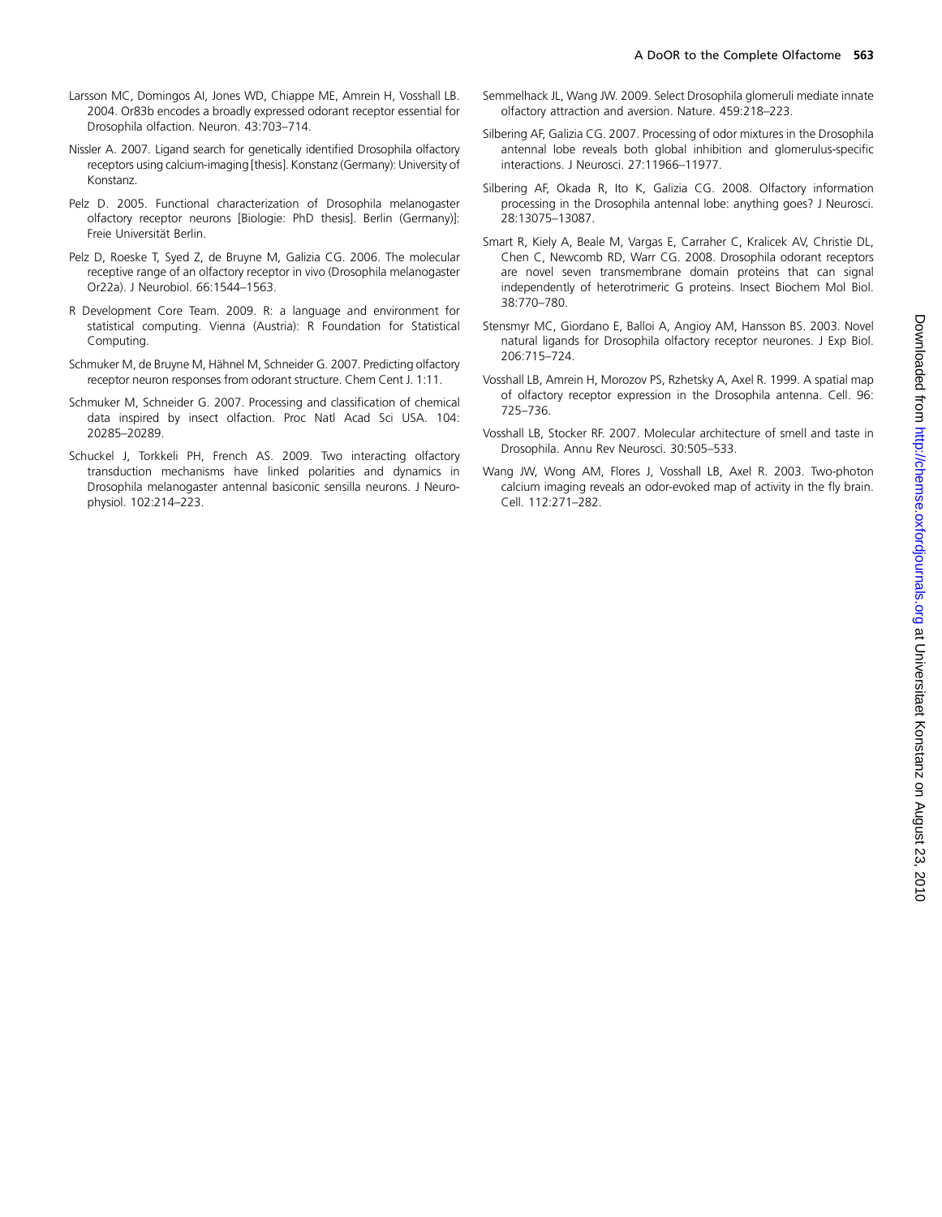Larsson MC, Domingos AI, Jones WD, Chiappe ME, Amrein H, Vosshall LB. 2004. Or83b encodes a broadly expressed odorant receptor essential for Drosophila olfaction. Neuron. 43:703–714.

Nissler A. 2007. Ligand search for genetically identified Drosophila olfactory receptors using calcium-imaging [thesis]. Konstanz (Germany): University of Konstanz.

Pelz D. 2005. Functional characterization of Drosophila melanogaster olfactory receptor neurons [Biologie: PhD thesis]. Berlin (Germany)]: Freie Universität Berlin.

Pelz D, Roeske T, Syed Z, de Bruyne M, Galizia CG. 2006. The molecular receptive range of an olfactory receptor in vivo (Drosophila melanogaster Or22a). J Neurobiol. 66:1544–1563.

R Development Core Team. 2009. R: a language and environment for statistical computing. Vienna (Austria): R Foundation for Statistical Computing.

Schmuker M, de Bruyne M, Hähnel M, Schneider G. 2007. Predicting olfactory receptor neuron responses from odorant structure. Chem Cent J. 1:11.

Schmuker M, Schneider G. 2007. Processing and classification of chemical data inspired by insect olfaction. Proc Natl Acad Sci USA. 104: 20285–20289.

Schuckel J, Torkkeli PH, French AS. 2009. Two interacting olfactory transduction mechanisms have linked polarities and dynamics in Drosophila melanogaster antennal basiconic sensilla neurons. J Neurophysiol. 102:214–223.

Semmelhack JL, Wang JW. 2009. Select Drosophila glomeruli mediate innate olfactory attraction and aversion. Nature. 459:218–223.

Silbering AF, Galizia CG. 2007. Processing of odor mixtures in the Drosophila antennal lobe reveals both global inhibition and glomerulus-specific interactions. J Neurosci. 27:11966–11977.

Silbering AF, Okada R, Ito K, Galizia CG. 2008. Olfactory information processing in the Drosophila antennal lobe: anything goes? J Neurosci. 28:13075–13087.

Smart R, Kiely A, Beale M, Vargas E, Carraher C, Kralicek AV, Christie DL, Chen C, Newcomb RD, Warr CG. 2008. Drosophila odorant receptors are novel seven transmembrane domain proteins that can signal independently of heterotrimeric G proteins. Insect Biochem Mol Biol. 38:770–780.

Stensmyr MC, Giordano E, Balloi A, Angioy AM, Hansson BS. 2003. Novel natural ligands for Drosophila olfactory receptor neurones. J Exp Biol. 206:715–724.

Vosshall LB, Amrein H, Morozov PS, Rzhetsky A, Axel R. 1999. A spatial map of olfactory receptor expression in the Drosophila antenna. Cell. 96: 725–736.

Vosshall LB, Stocker RF. 2007. Molecular architecture of smell and taste in Drosophila. Annu Rev Neurosci. 30:505–533.

Wang JW, Wong AM, Flores J, Vosshall LB, Axel R. 2003. Two-photon calcium imaging reveals an odor-evoked map of activity in the fly brain. Cell. 112:271–282.